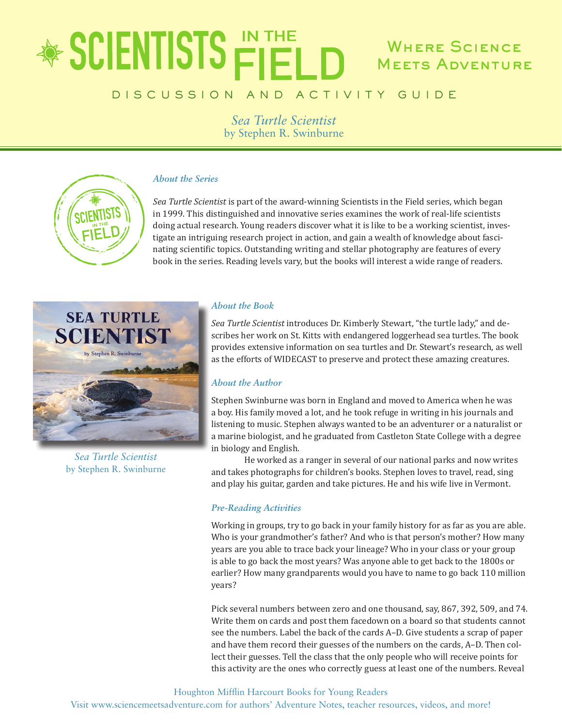# SCIENTISTS IN THE FIELD

Where Science Meets Adventure

DISCUSSION AND ACTIVITY GUIDE

*Sea Turtle Scientist*
by Stephen R. Swinburne

### *About the Series*

*Sea Turtle Scientist* is part of the award-winning Scientists in the Field series, which began in 1999. This distinguished and innovative series examines the work of real-life scientists doing actual research. Young readers discover what it is like to be a working scientist, investigate an intriguing research project in action, and gain a wealth of knowledge about fascinating scientific topics. Outstanding writing and stellar photography are features of every book in the series. Reading levels vary, but the books will interest a wide range of readers.

*Sea Turtle Scientist*
by Stephen R. Swinburne

### *About the Book*

*Sea Turtle Scientist* introduces Dr. Kimberly Stewart, "the turtle lady," and describes her work on St. Kitts with endangered loggerhead sea turtles. The book provides extensive information on sea turtles and Dr. Stewart's research, as well as the efforts of WIDECAST to preserve and protect these amazing creatures.

### *About the Author*

Stephen Swinburne was born in England and moved to America when he was a boy. His family moved a lot, and he took refuge in writing in his journals and listening to music. Stephen always wanted to be an adventurer or a naturalist or a marine biologist, and he graduated from Castleton State College with a degree in biology and English.

He worked as a ranger in several of our national parks and now writes and takes photographs for children's books. Stephen loves to travel, read, sing and play his guitar, garden and take pictures. He and his wife live in Vermont.

### *Pre-Reading Activities*

Working in groups, try to go back in your family history for as far as you are able. Who is your grandmother's father? And who is that person's mother? How many years are you able to trace back your lineage? Who in your class or your group is able to go back the most years? Was anyone able to get back to the 1800s or earlier? How many grandparents would you have to name to go back 110 million years?

Pick several numbers between zero and one thousand, say, 867, 392, 509, and 74. Write them on cards and post them facedown on a board so that students cannot see the numbers. Label the back of the cards A–D. Give students a scrap of paper and have them record their guesses of the numbers on the cards, A–D. Then collect their guesses. Tell the class that the only people who will receive points for this activity are the ones who correctly guess at least one of the numbers. Reveal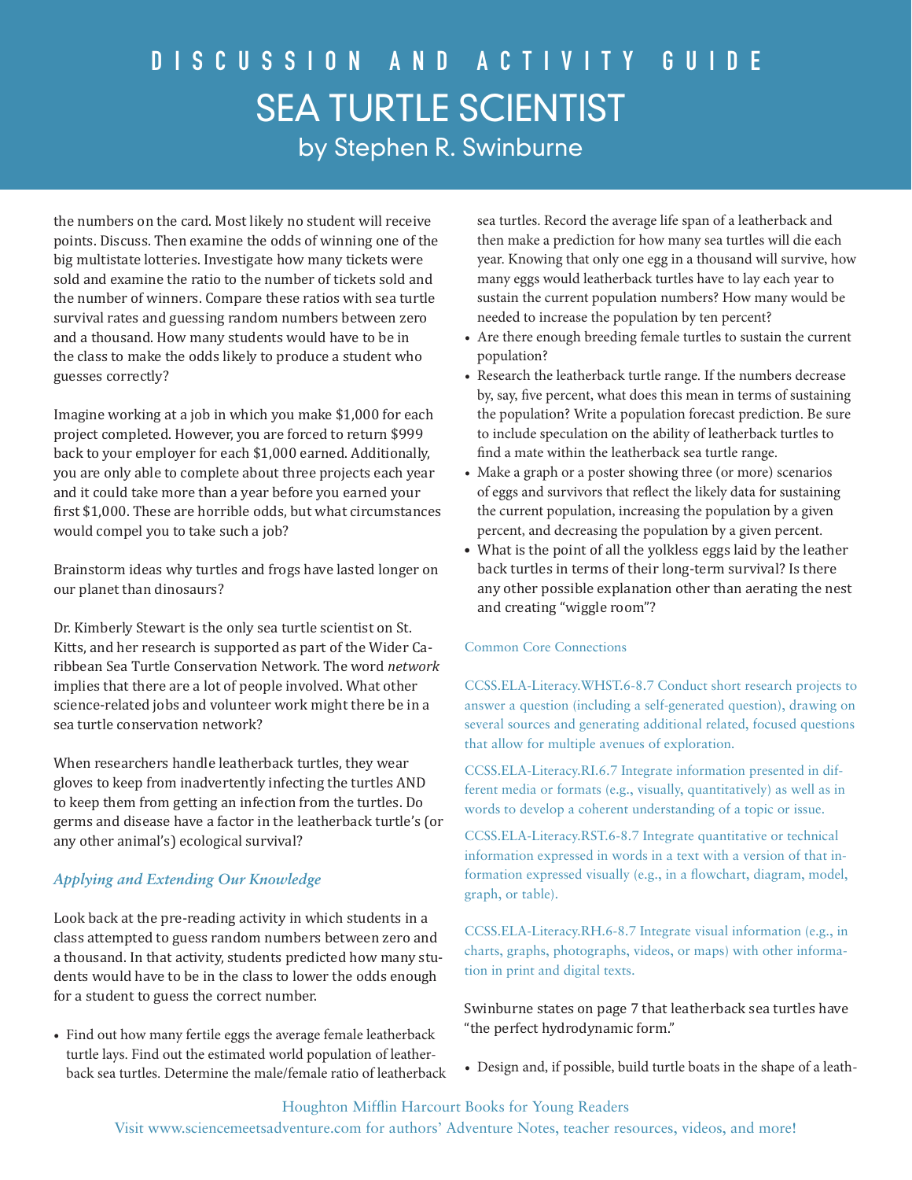the numbers on the card. Most likely no student will receive points. Discuss. Then examine the odds of winning one of the big multistate lotteries. Investigate how many tickets were sold and examine the ratio to the number of tickets sold and the number of winners. Compare these ratios with sea turtle survival rates and guessing random numbers between zero and a thousand. How many students would have to be in the class to make the odds likely to produce a student who guesses correctly?

Imagine working at a job in which you make $1,000 for each project completed. However, you are forced to return $999 back to your employer for each $1,000 earned. Additionally, you are only able to complete about three projects each year and it could take more than a year before you earned your first $1,000. These are horrible odds, but what circumstances would compel you to take such a job?

Brainstorm ideas why turtles and frogs have lasted longer on our planet than dinosaurs?

Dr. Kimberly Stewart is the only sea turtle scientist on St. Kitts, and her research is supported as part of the Wider Caribbean Sea Turtle Conservation Network. The word *network* implies that there are a lot of people involved. What other science-related jobs and volunteer work might there be in a sea turtle conservation network?

When researchers handle leatherback turtles, they wear gloves to keep from inadvertently infecting the turtles AND to keep them from getting an infection from the turtles. Do germs and disease have a factor in the leatherback turtle's (or any other animal's) ecological survival?

### *Applying and Extending Our Knowledge*

Look back at the pre-reading activity in which students in a class attempted to guess random numbers between zero and a thousand. In that activity, students predicted how many students would have to be in the class to lower the odds enough for a student to guess the correct number.

- Find out how many fertile eggs the average female leatherback turtle lays. Find out the estimated world population of leatherback sea turtles. Determine the male/female ratio of leatherback sea turtles. Record the average life span of a leatherback and then make a prediction for how many sea turtles will die each year. Knowing that only one egg in a thousand will survive, how many eggs would leatherback turtles have to lay each year to sustain the current population numbers? How many would be needed to increase the population by ten percent?
- Are there enough breeding female turtles to sustain the current population?
- Research the leatherback turtle range. If the numbers decrease by, say, five percent, what does this mean in terms of sustaining the population? Write a population forecast prediction. Be sure to include speculation on the ability of leatherback turtles to find a mate within the leatherback sea turtle range.
- Make a graph or a poster showing three (or more) scenarios of eggs and survivors that reflect the likely data for sustaining the current population, increasing the population by a given percent, and decreasing the population by a given percent.
- What is the point of all the yolkless eggs laid by the leather back turtles in terms of their long-term survival? Is there any other possible explanation other than aerating the nest and creating "wiggle room"?

Common Core Connections

CCSS.ELA-Literacy.WHST.6-8.7 Conduct short research projects to answer a question (including a self-generated question), drawing on several sources and generating additional related, focused questions that allow for multiple avenues of exploration.

CCSS.ELA-Literacy.RI.6.7 Integrate information presented in different media or formats (e.g., visually, quantitatively) as well as in words to develop a coherent understanding of a topic or issue.

CCSS.ELA-Literacy.RST.6-8.7 Integrate quantitative or technical information expressed in words in a text with a version of that information expressed visually (e.g., in a flowchart, diagram, model, graph, or table).

CCSS.ELA-Literacy.RH.6-8.7 Integrate visual information (e.g., in charts, graphs, photographs, videos, or maps) with other information in print and digital texts.

Swinburne states on page 7 that leatherback sea turtles have "the perfect hydrodynamic form."

- Design and, if possible, build turtle boats in the shape of a leath-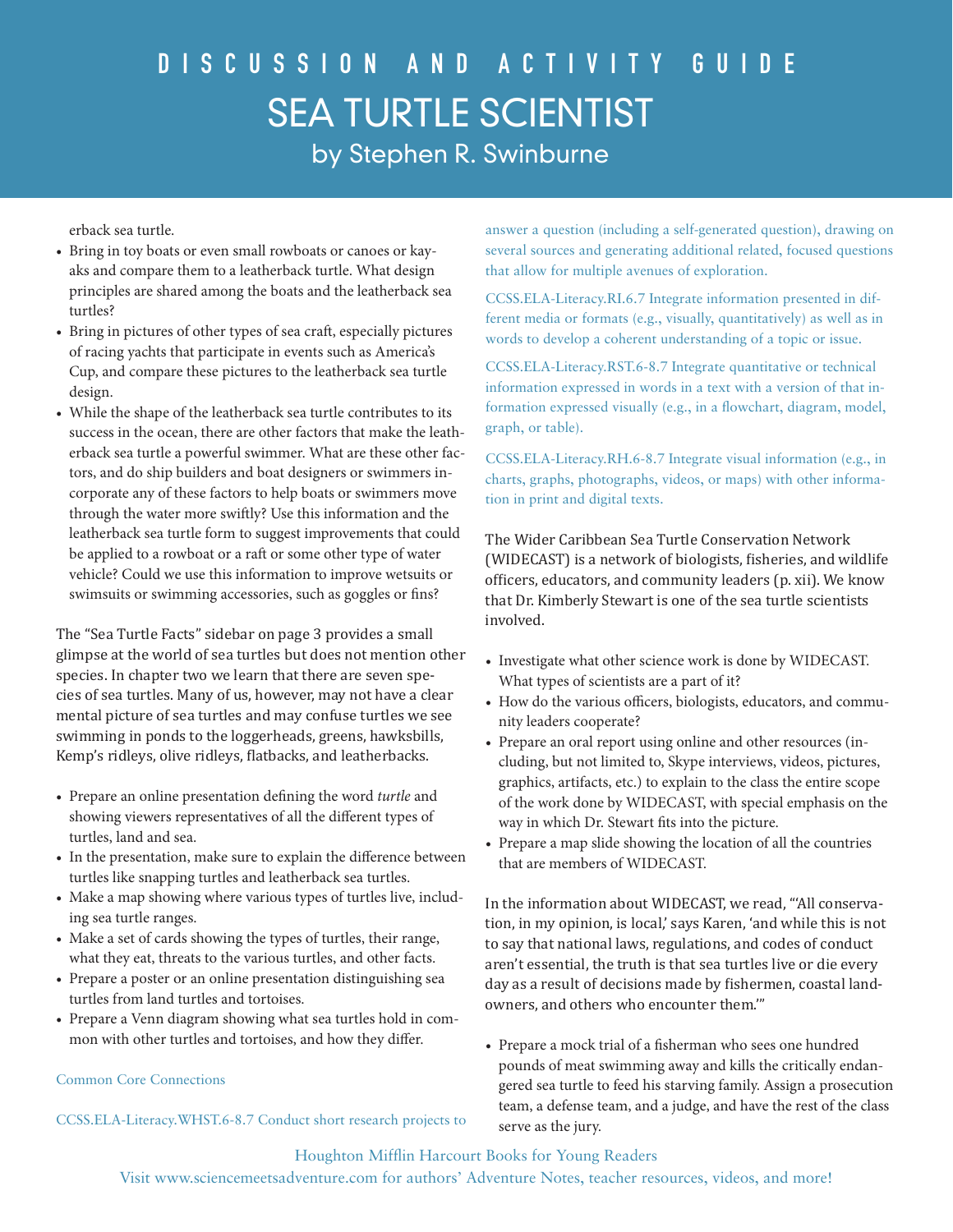erback sea turtle.

- Bring in toy boats or even small rowboats or canoes or kayaks and compare them to a leatherback turtle. What design principles are shared among the boats and the leatherback sea turtles?
- Bring in pictures of other types of sea craft, especially pictures of racing yachts that participate in events such as America's Cup, and compare these pictures to the leatherback sea turtle design.
- While the shape of the leatherback sea turtle contributes to its success in the ocean, there are other factors that make the leatherback sea turtle a powerful swimmer. What are these other factors, and do ship builders and boat designers or swimmers incorporate any of these factors to help boats or swimmers move through the water more swiftly? Use this information and the leatherback sea turtle form to suggest improvements that could be applied to a rowboat or a raft or some other type of water vehicle? Could we use this information to improve wetsuits or swimsuits or swimming accessories, such as goggles or fins?

The "Sea Turtle Facts" sidebar on page 3 provides a small glimpse at the world of sea turtles but does not mention other species. In chapter two we learn that there are seven species of sea turtles. Many of us, however, may not have a clear mental picture of sea turtles and may confuse turtles we see swimming in ponds to the loggerheads, greens, hawksbills, Kemp's ridleys, olive ridleys, flatbacks, and leatherbacks.

- Prepare an online presentation defining the word *turtle* and showing viewers representatives of all the different types of turtles, land and sea.
- In the presentation, make sure to explain the difference between turtles like snapping turtles and leatherback sea turtles.
- Make a map showing where various types of turtles live, including sea turtle ranges.
- Make a set of cards showing the types of turtles, their range, what they eat, threats to the various turtles, and other facts.
- Prepare a poster or an online presentation distinguishing sea turtles from land turtles and tortoises.
- Prepare a Venn diagram showing what sea turtles hold in common with other turtles and tortoises, and how they differ.

Common Core Connections

CCSS.ELA-Literacy.WHST.6-8.7 Conduct short research projects to answer a question (including a self-generated question), drawing on several sources and generating additional related, focused questions that allow for multiple avenues of exploration.

CCSS.ELA-Literacy.RI.6.7 Integrate information presented in different media or formats (e.g., visually, quantitatively) as well as in words to develop a coherent understanding of a topic or issue.

CCSS.ELA-Literacy.RST.6-8.7 Integrate quantitative or technical information expressed in words in a text with a version of that information expressed visually (e.g., in a flowchart, diagram, model, graph, or table).

CCSS.ELA-Literacy.RH.6-8.7 Integrate visual information (e.g., in charts, graphs, photographs, videos, or maps) with other information in print and digital texts.

The Wider Caribbean Sea Turtle Conservation Network (WIDECAST) is a network of biologists, fisheries, and wildlife officers, educators, and community leaders (p. xii). We know that Dr. Kimberly Stewart is one of the sea turtle scientists involved.

- Investigate what other science work is done by WIDECAST. What types of scientists are a part of it?
- How do the various officers, biologists, educators, and community leaders cooperate?
- Prepare an oral report using online and other resources (including, but not limited to, Skype interviews, videos, pictures, graphics, artifacts, etc.) to explain to the class the entire scope of the work done by WIDECAST, with special emphasis on the way in which Dr. Stewart fits into the picture.
- Prepare a map slide showing the location of all the countries that are members of WIDECAST.

In the information about WIDECAST, we read, "'All conservation, in my opinion, is local,' says Karen, 'and while this is not to say that national laws, regulations, and codes of conduct aren't essential, the truth is that sea turtles live or die every day as a result of decisions made by fishermen, coastal landowners, and others who encounter them.'"

- Prepare a mock trial of a fisherman who sees one hundred pounds of meat swimming away and kills the critically endangered sea turtle to feed his starving family. Assign a prosecution team, a defense team, and a judge, and have the rest of the class serve as the jury.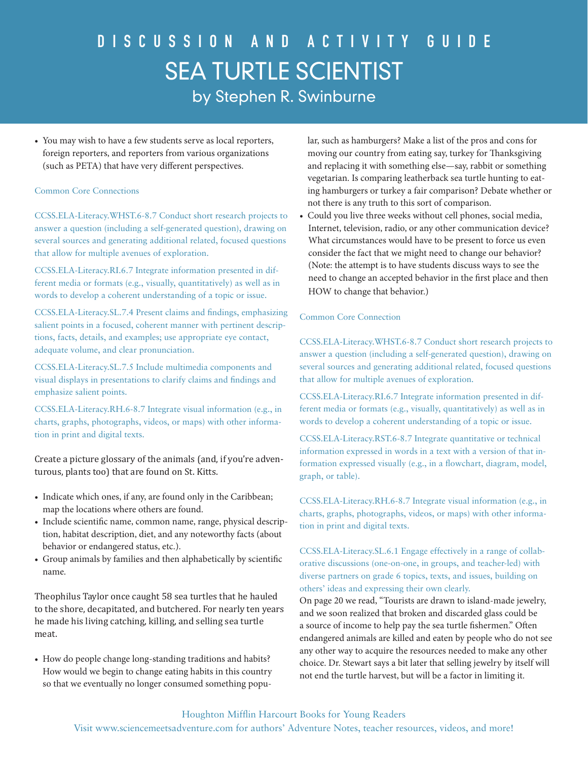# DISCUSSION AND ACTIVITY GUIDE

## SEA TURTLE SCIENTIST

### by Stephen R. Swinburne

- You may wish to have a few students serve as local reporters, foreign reporters, and reporters from various organizations (such as PETA) that have very different perspectives.

Common Core Connections

CCSS.ELA-Literacy.WHST.6-8.7 Conduct short research projects to answer a question (including a self-generated question), drawing on several sources and generating additional related, focused questions that allow for multiple avenues of exploration.

CCSS.ELA-Literacy.RI.6.7 Integrate information presented in different media or formats (e.g., visually, quantitatively) as well as in words to develop a coherent understanding of a topic or issue.

CCSS.ELA-Literacy.SL.7.4 Present claims and findings, emphasizing salient points in a focused, coherent manner with pertinent descriptions, facts, details, and examples; use appropriate eye contact, adequate volume, and clear pronunciation.

CCSS.ELA-Literacy.SL.7.5 Include multimedia components and visual displays in presentations to clarify claims and findings and emphasize salient points.

CCSS.ELA-Literacy.RH.6-8.7 Integrate visual information (e.g., in charts, graphs, photographs, videos, or maps) with other information in print and digital texts.

Create a picture glossary of the animals (and, if you're adventurous, plants too) that are found on St. Kitts.

- Indicate which ones, if any, are found only in the Caribbean; map the locations where others are found.
- Include scientific name, common name, range, physical description, habitat description, diet, and any noteworthy facts (about behavior or endangered status, etc.).
- Group animals by families and then alphabetically by scientific name.

Theophilus Taylor once caught 58 sea turtles that he hauled to the shore, decapitated, and butchered. For nearly ten years he made his living catching, killing, and selling sea turtle meat.

- How do people change long-standing traditions and habits? How would we begin to change eating habits in this country so that we eventually no longer consumed something popular, such as hamburgers? Make a list of the pros and cons for moving our country from eating say, turkey for Thanksgiving and replacing it with something else—say, rabbit or something vegetarian. Is comparing leatherback sea turtle hunting to eating hamburgers or turkey a fair comparison? Debate whether or not there is any truth to this sort of comparison.
- Could you live three weeks without cell phones, social media, Internet, television, radio, or any other communication device? What circumstances would have to be present to force us even consider the fact that we might need to change our behavior? (Note: the attempt is to have students discuss ways to see the need to change an accepted behavior in the first place and then HOW to change that behavior.)

Common Core Connection

CCSS.ELA-Literacy.WHST.6-8.7 Conduct short research projects to answer a question (including a self-generated question), drawing on several sources and generating additional related, focused questions that allow for multiple avenues of exploration.

CCSS.ELA-Literacy.RI.6.7 Integrate information presented in different media or formats (e.g., visually, quantitatively) as well as in words to develop a coherent understanding of a topic or issue.

CCSS.ELA-Literacy.RST.6-8.7 Integrate quantitative or technical information expressed in words in a text with a version of that information expressed visually (e.g., in a flowchart, diagram, model, graph, or table).

CCSS.ELA-Literacy.RH.6-8.7 Integrate visual information (e.g., in charts, graphs, photographs, videos, or maps) with other information in print and digital texts.

CCSS.ELA-Literacy.SL.6.1 Engage effectively in a range of collaborative discussions (one-on-one, in groups, and teacher-led) with diverse partners on grade 6 topics, texts, and issues, building on others' ideas and expressing their own clearly.

On page 20 we read, "Tourists are drawn to island-made jewelry, and we soon realized that broken and discarded glass could be a source of income to help pay the sea turtle fishermen." Often endangered animals are killed and eaten by people who do not see any other way to acquire the resources needed to make any other choice. Dr. Stewart says a bit later that selling jewelry by itself will not end the turtle harvest, but will be a factor in limiting it.

Houghton Mifflin Harcourt Books for Young Readers
Visit www.sciencemeetsadventure.com for authors' Adventure Notes, teacher resources, videos, and more!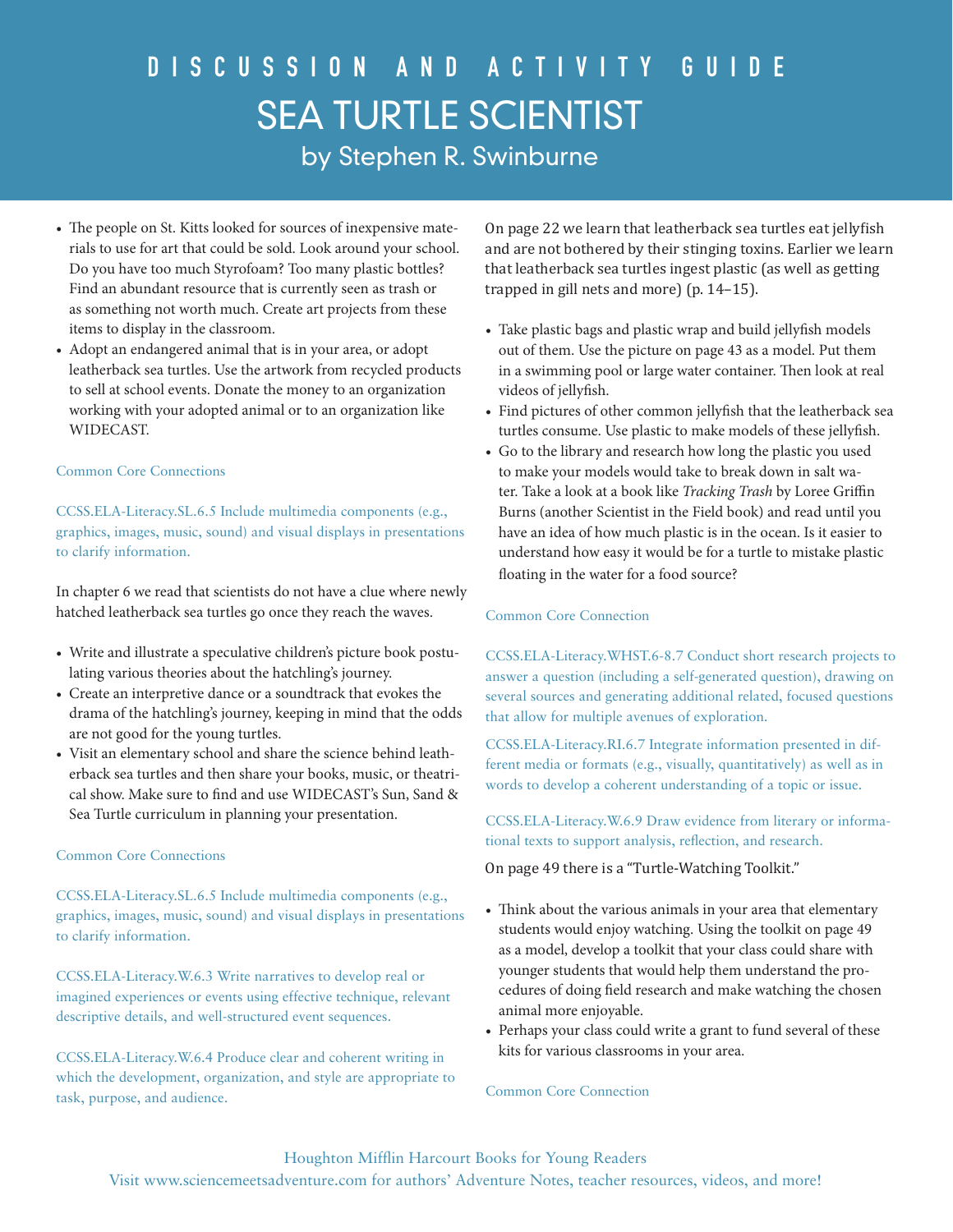# DISCUSSION AND ACTIVITY GUIDE

# SEA TURTLE SCIENTIST

## by Stephen R. Swinburne

- The people on St. Kitts looked for sources of inexpensive materials to use for art that could be sold. Look around your school. Do you have too much Styrofoam? Too many plastic bottles? Find an abundant resource that is currently seen as trash or as something not worth much. Create art projects from these items to display in the classroom.
- Adopt an endangered animal that is in your area, or adopt leatherback sea turtles. Use the artwork from recycled products to sell at school events. Donate the money to an organization working with your adopted animal or to an organization like WIDECAST.

Common Core Connections

CCSS.ELA-Literacy.SL.6.5 Include multimedia components (e.g., graphics, images, music, sound) and visual displays in presentations to clarify information.

In chapter 6 we read that scientists do not have a clue where newly hatched leatherback sea turtles go once they reach the waves.

- Write and illustrate a speculative children's picture book postulating various theories about the hatchling's journey.
- Create an interpretive dance or a soundtrack that evokes the drama of the hatchling's journey, keeping in mind that the odds are not good for the young turtles.
- Visit an elementary school and share the science behind leatherback sea turtles and then share your books, music, or theatrical show. Make sure to find and use WIDECAST's Sun, Sand & Sea Turtle curriculum in planning your presentation.

Common Core Connections

CCSS.ELA-Literacy.SL.6.5 Include multimedia components (e.g., graphics, images, music, sound) and visual displays in presentations to clarify information.

CCSS.ELA-Literacy.W.6.3 Write narratives to develop real or imagined experiences or events using effective technique, relevant descriptive details, and well-structured event sequences.

CCSS.ELA-Literacy.W.6.4 Produce clear and coherent writing in which the development, organization, and style are appropriate to task, purpose, and audience.

On page 22 we learn that leatherback sea turtles eat jellyfish and are not bothered by their stinging toxins. Earlier we learn that leatherback sea turtles ingest plastic (as well as getting trapped in gill nets and more) (p. 14–15).

- Take plastic bags and plastic wrap and build jellyfish models out of them. Use the picture on page 43 as a model. Put them in a swimming pool or large water container. Then look at real videos of jellyfish.
- Find pictures of other common jellyfish that the leatherback sea turtles consume. Use plastic to make models of these jellyfish.
- Go to the library and research how long the plastic you used to make your models would take to break down in salt water. Take a look at a book like *Tracking Trash* by Loree Griffin Burns (another Scientist in the Field book) and read until you have an idea of how much plastic is in the ocean. Is it easier to understand how easy it would be for a turtle to mistake plastic floating in the water for a food source?

Common Core Connection

CCSS.ELA-Literacy.WHST.6-8.7 Conduct short research projects to answer a question (including a self-generated question), drawing on several sources and generating additional related, focused questions that allow for multiple avenues of exploration.

CCSS.ELA-Literacy.RI.6.7 Integrate information presented in different media or formats (e.g., visually, quantitatively) as well as in words to develop a coherent understanding of a topic or issue.

CCSS.ELA-Literacy.W.6.9 Draw evidence from literary or informational texts to support analysis, reflection, and research.

On page 49 there is a "Turtle-Watching Toolkit."

- Think about the various animals in your area that elementary students would enjoy watching. Using the toolkit on page 49 as a model, develop a toolkit that your class could share with younger students that would help them understand the procedures of doing field research and make watching the chosen animal more enjoyable.
- Perhaps your class could write a grant to fund several of these kits for various classrooms in your area.

Common Core Connection

Houghton Mifflin Harcourt Books for Young Readers
Visit www.sciencemeetsadventure.com for authors' Adventure Notes, teacher resources, videos, and more!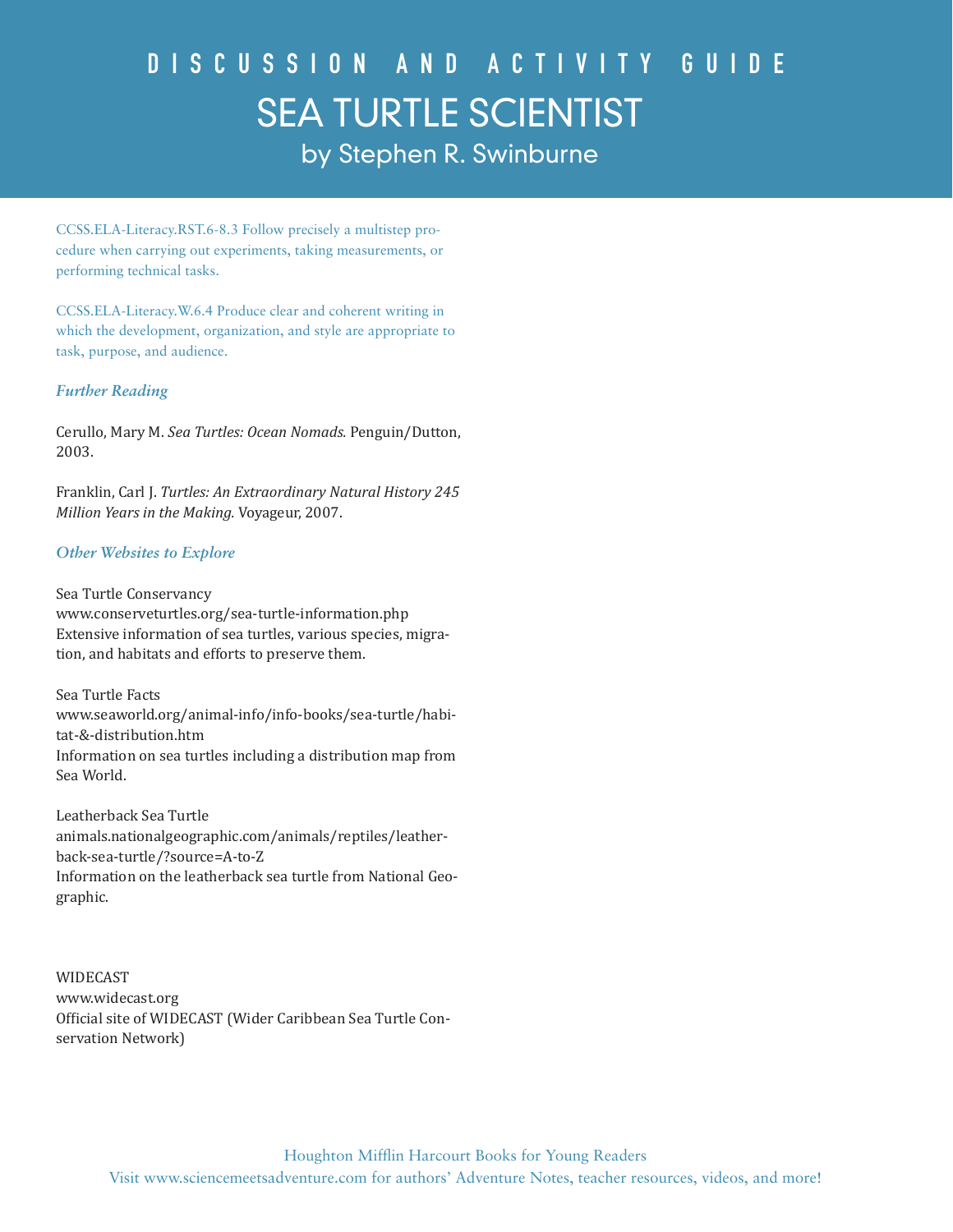# DISCUSSION AND ACTIVITY GUIDE

## SEA TURTLE SCIENTIST

by Stephen R. Swinburne

CCSS.ELA-Literacy.RST.6-8.3 Follow precisely a multistep procedure when carrying out experiments, taking measurements, or performing technical tasks.

CCSS.ELA-Literacy.W.6.4 Produce clear and coherent writing in which the development, organization, and style are appropriate to task, purpose, and audience.

### *Further Reading*

Cerullo, Mary M. *Sea Turtles: Ocean Nomads.* Penguin/Dutton, 2003.

Franklin, Carl J. *Turtles: An Extraordinary Natural History 245 Million Years in the Making.* Voyageur, 2007.

### *Other Websites to Explore*

Sea Turtle Conservancy
www.conserveturtles.org/sea-turtle-information.php
Extensive information of sea turtles, various species, migration, and habitats and efforts to preserve them.

Sea Turtle Facts
www.seaworld.org/animal-info/info-books/sea-turtle/habitat-&-distribution.htm
Information on sea turtles including a distribution map from Sea World.

Leatherback Sea Turtle
animals.nationalgeographic.com/animals/reptiles/leatherback-sea-turtle/?source=A-to-Z
Information on the leatherback sea turtle from National Geographic.

WIDECAST
www.widecast.org
Official site of WIDECAST (Wider Caribbean Sea Turtle Conservation Network)

Houghton Mifflin Harcourt Books for Young Readers
Visit www.sciencemeetsadventure.com for authors' Adventure Notes, teacher resources, videos, and more!